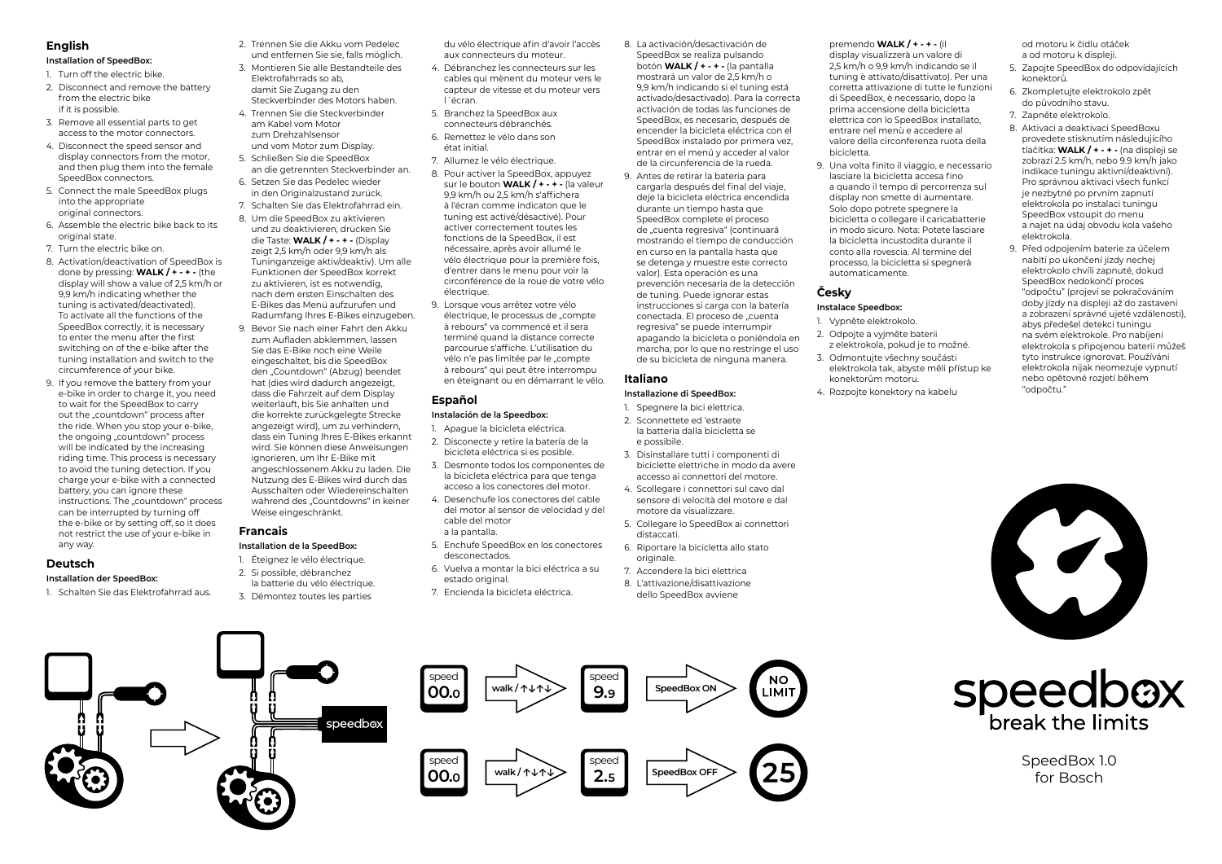## English

### Installation of SpeedBox:

1. Turn off the electric bike.
2. Disconnect and remove the battery from the electric bike if it is possible.
3. Remove all essential parts to get access to the motor connectors.
4. Disconnect the speed sensor and display connectors from the motor, and then plug them into the female SpeedBox connectors.
5. Connect the male SpeedBox plugs into the appropriate original connectors.
6. Assemble the electric bike back to its original state.
7. Turn the electric bike on.
8. Activation/deactivation of SpeedBox is done by pressing: **WALK / + - + -** (the display will show a value of 2,5 km/h or 9,9 km/h indicating whether the tuning is activated/deactivated). To activate all the functions of the SpeedBox correctly, it is necessary to enter the menu after the first switching on of the e-bike after the tuning installation and switch to the circumference of your bike.
9. If you remove the battery from your e-bike in order to charge it, you need to wait for the SpeedBox to carry out the „countdown" process after the ride. When you stop your e-bike, the ongoing „countdown" process will be indicated by the increasing riding time. This process is necessary to avoid the tuning detection. If you charge your e-bike with a connected battery, you can ignore these instructions. The „countdown" process can be interrupted by turning off the e-bike or by setting off, so it does not restrict the use of your e-bike in any way.

## Deutsch

### Installation der SpeedBox:

1. Schalten Sie das Elektrofahrrad aus.
2. Trennen Sie die Akku vom Pedelec und entfernen Sie sie, falls möglich.
3. Montieren Sie alle Bestandteile des Elektrofahrrads so ab, damit Sie Zugang zu den Steckverbinder des Motors haben.
4. Trennen Sie die Steckverbinder am Kabel vom Motor zum Drehzahlsensor und vom Motor zum Display.
5. Schließen Sie die SpeedBox an die getrennten Steckverbinder an.
6. Setzen Sie das Pedelec wieder in den Originalzustand zurück.
7. Schalten Sie das Elektrofahrrad ein.
8. Um die SpeedBox zu aktivieren und zu deaktivieren, drücken Sie die Taste: **WALK / + - + -** (Display zeigt 2,5 km/h oder 9,9 km/h als Tuninganzeige aktiv/deaktiv). Um alle Funktionen der SpeedBox korrekt zu aktivieren, ist es notwendig, nach dem ersten Einschalten des E-Bikes das Menü aufzurufen und Radumfang Ihres E-Bikes einzugeben.
9. Bevor Sie nach einer Fahrt den Akku zum Aufladen abklemmen, lassen Sie das E-Bike noch eine Weile eingeschaltet, bis die SpeedBox den „Countdown" (Abzug) beendet hat (dies wird dadurch angezeigt, dass die Fahrzeit auf dem Display weiterläuft, bis Sie anhalten und die korrekte zurückgelegte Strecke angezeigt wird), um zu verhindern, dass ein Tuning Ihres E-Bikes erkannt wird. Sie können diese Anweisungen ignorieren, um Ihr E-Bike mit angeschlossenem Akku zu laden. Die Nutzung des E-Bikes wird durch das Ausschalten oder Wiedereinschalten während des „Countdowns" in keiner Weise eingeschränkt.

## Francais

### Installation de la SpeedBox:

1. Éteignez le vélo électrique.
2. Si possible, débranchez la batterie du vélo électrique.
3. Démontez toutes les parties du vélo électrique afin d'avoir l'accès aux connecteurs du moteur.
4. Débranchez les connecteurs sur les cables qui mènent du moteur vers le capteur de vitesse et du moteur vers l´écran.
5. Branchez la SpeedBox aux connecteurs débranchés.
6. Remettez le vélo dans son état initial.
7. Allumez le vélo électrique.
8. Pour activer la SpeedBox, appuyez sur le bouton **WALK / + - + -** (la valeur 9,9 km/h ou 2,5 km/h s'affichera à l'écran comme indicaton que le tuning est activé/désactivé). Pour activer correctement toutes les fonctions de la SpeedBox, il est nécessaire, après avoir allumé le vélo électrique pour la première fois, d'entrer dans le menu pour voir la circonférence de la roue de votre vélo électrique.
9. Lorsque vous arrêtez votre vélo électrique, le processus de „compte à rebours" va commencé et il sera terminé quand la distance correcte parcourue s'affiche. L'utilisation du vélo n'e pas limitée par le „compte à rebours" qui peut être interrompu en éteignant ou en démarrant le vélo.

## Español

### Instalación de la Speedbox:

1. Apague la bicicleta eléctrica.
2. Disconecte y retire la batería de la bicicleta eléctrica si es posible.
3. Desmonte todos los componentes de la bicicleta eléctrica para que tenga acceso a los conectores del motor.
4. Desenchufe los conectores del cable del motor al sensor de velocidad y del cable del motor a la pantalla.
5. Enchufe SpeedBox en los conectores desconectados.
6. Vuelva a montar la bici eléctrica a su estado original.
7. Encienda la bicicleta eléctrica.
8. La activación/desactivación de SpeedBox se realiza pulsando botón **WALK / + - + -** (la pantalla mostrará un valor de 2,5 km/h o 9,9 km/h indicando si el tuning está activado/desactivado). Para la correcta activación de todas las funciones de SpeedBox, es necesario, después de encender la bicicleta eléctrica con el SpeedBox instalado por primera vez, entrar en el menú y acceder al valor de la circunferencia de la rueda.
9. Antes de retirar la batería para cargarla después del final del viaje, deje la bicicleta eléctrica encendida durante un tiempo hasta que SpeedBox complete el proceso de „cuenta regresiva" (continuará mostrando el tiempo de conducción en curso en la pantalla hasta que se detenga y muestre este correcto valor). Esta operación es una prevención necesaria de la detección de tuning. Puede ignorar estas instrucciones si carga con la batería conectada. El proceso de „cuenta regresiva" se puede interrumpir apagando la bicicleta o poniéndola en marcha, por lo que no restringe el uso de su bicicleta de ninguna manera.

## Italiano

### Installazione di SpeedBox:

1. Spegnere la bici elettrica.
2. Sconnettete ed 'estraete la batteria dalla bicicletta se e possibile.
3. Disinstallare tutti i componenti di biciclette elettriche in modo da avere accesso ai connettori del motore.
4. Scollegare i connettori sul cavo dal sensore di velocità del motore e dal motore da visualizzare.
5. Collegare lo SpeedBox ai connettori distaccati.
6. Riportare la bicicletta allo stato originale.
7. Accendere la bici elettrica
8. L'attivazione/disattivazione dello SpeedBox avviene premendo **WALK / + - + -** (il display visualizzerà un valore di 2,5 km/h o 9,9 km/h indicando se il tuning è attivato/disattivato). Per una corretta attivazione di tutte le funzioni di SpeedBox, è necessario, dopo la prima accensione della bicicletta elettrica con lo SpeedBox installato, entrare nel menù e accedere al valore della circonferenza ruota della bicicletta.
9. Una volta finito il viaggio, e necessario lasciare la bicicletta accesa fino a quando il tempo di percorrenza sul display non smette di aumentare. Solo dopo potrete spegnere la bicicletta o collegare il caricabatterie in modo sicuro. Nota: Potete lasciare la bicicletta incustodita durante il conto alla rovescia. Al termine del processo, la bicicletta si spegnerà automaticamente.

## Česky

### Instalace Speedbox:

1. Vypněte elektrokolo.
2. Odpojte a vyjměte baterii z elektrokola, pokud je to možné.
3. Odmontujte všechny součásti elektrokola tak, abyste měli přístup ke konektorům motoru.
4. Rozpojte konektory na kabelu od motoru k čidlu otáček a od motoru k displeji.
5. Zapojte SpeedBox do odpovídajících konektorů.
6. Zkompletujte elektrokolo zpět do původního stavu.
7. Zapněte elektrokolo.
8. Aktivaci a deaktivaci SpeedBoxu provedete stisknutím následujícího tlačítka: **WALK / + - + -** (na displeji se zobrazí 2.5 km/h, nebo 9.9 km/h jako indikace tuningu aktivní/deaktivní). Pro správnou aktivaci všech funkcí je nezbytné po prvním zapnutí elektrokola po instalaci tuningu SpeedBox vstoupit do menu a najet na údaj obvodu kola vašeho elektrokola.
9. Před odpojením baterie za účelem nabití po ukončení jízdy nechej elektrokolo chvíli zapnuté, dokud SpeedBox nedokončí proces "odpočtu" (projeví se pokračováním doby jízdy na displeji až do zastavení a zobrazení správné ujeté vzdálenosti), abys předešel detekci tuningu na svém elektrokole. Pro nabíjení elektrokola s připojenou baterií můžeš tyto instrukce ignorovat. Používání elektrokola nijak neomezuje vypnutí nebo opětovné rozjetí během "odpočtu."

speedbox

speed 00.0 → walk / ↑↓↑↓ → speed 9.9 → SpeedBox ON → NO LIMIT

speed 00.0 → walk / ↑↓↑↓ → speed 2.5 → SpeedBox OFF → 25

**speedbox**
break the limits

SpeedBox 1.0
for Bosch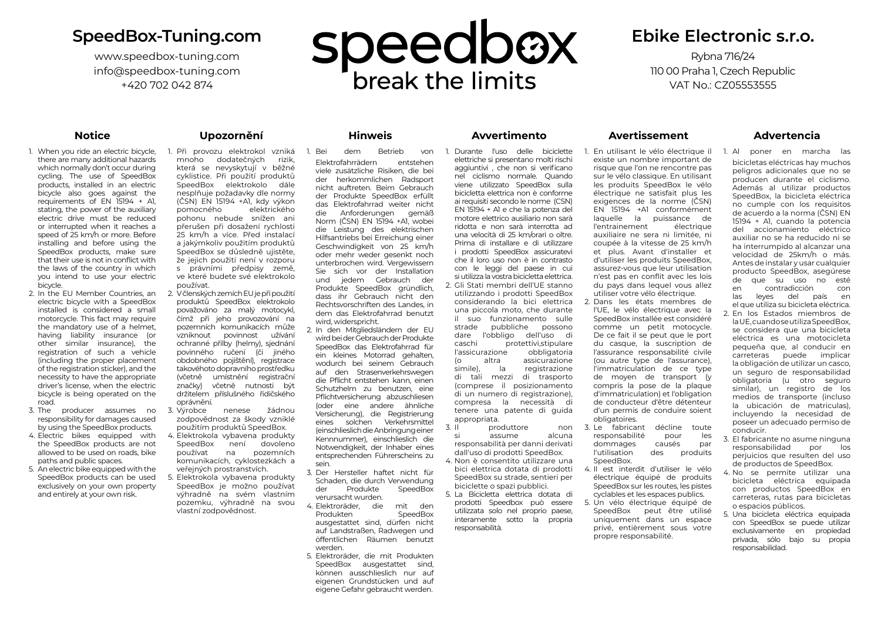## SpeedBox-Tuning.com

www.speedbox-tuning.com
info@speedbox-tuning.com
+420 702 042 874

# speedbox
break the limits

## Ebike Electronic s.r.o.

Rybna 716/24
110 00 Praha 1, Czech Republic
VAT No.: CZ05553555

### Notice

1. When you ride an electric bicycle, there are many additional hazards which normally don't occur during cycling. The use of SpeedBox products, installed in an electric bicycle also goes against the requirements of EN 15194 + A1, stating, the power of the auxiliary electric drive must be reduced or interrupted when it reaches a speed of 25 km/h or more. Before installing and before using the SpeedBox products, make sure that their use is not in conflict with the laws of the country in which you intend to use your electric bicycle.
2. In the EU Member Countries, an electric bicycle with a SpeedBox installed is considered a small motorcycle. This fact may require the mandatory use of a helmet, having liability insurance (or other similar insurance), the registration of such a vehicle (including the proper placement of the registration sticker), and the necessity to have the appropriate driver's license, when the electric bicycle is being operated on the road.
3. The producer assumes no responsibility for damages caused by using the SpeedBox products.
4. Electric bikes equipped with the SpeedBox products are not allowed to be used on roads, bike paths and public spaces.
5. An electric bike equipped with the SpeedBox products can be used exclusively on your own property and entirely at your own risk.

### Upozornění

1. Při provozu elektrokol vzniká mnoho dodatečných rizik, která se nevyskytují v běžné cyklistice. Při použití produktů SpeedBox elektrokolo dále nesplňuje požadavky dle normy (ČSN) EN 15194 +A1, kdy výkon pomocného elektrického pohonu nebude snížen ani přerušen při dosažení rychlosti 25 km/h a více. Před instalací a jakýmkoliv použitím produktů SpeedBox se důsledně ujistěte, že jejich použití není v rozporu s právními předpisy země, ve které budete své elektrokolo používat.
2. V členských zemích EU je při použití produktů SpeedBox elektrokolo považováno za malý motocykl, čímž při jeho provozování na pozemních komunikacích může vzniknout povinnost užívání ochranné přilby (helmy), sjednání povinného ručení (či jiného obdobného pojištění), registrace takového dopravního prostředku (včetně umístnění registrační značky) včetně nutnosti být držitelem příslušného řidičského oprávnění.
3. Výrobce nenese žádnou zodpovědnost za škody vzniklé použitím produktů SpeedBox.
4. Elektrokola vybavena produkty SpeedBox není dovoleno používat na pozemních komunikacích, cyklostezkách a veřejných prostranstvích.
5. Elektrokola vybavena produkty SpeedBox je možno používat výhradně na svém vlastním pozemku, výhradně na svou vlastní zodpovědnost.

### Hinweis

1. Bei dem Betrieb von Elektrofahrrädern entstehen viele zusätzliche Risiken, die bei der herkommlichen Radsport nicht auftreten. Beim Gebrauch der Produkte SpeedBox erfüllt das Elektrofahrrad weiter nicht die Anforderungen gemäß Norm (ČSN) EN 15194 +A1, wobei die Leistung des elektrischen Hilfsantriebs bei Erreichung einer Geschwindigkeit von 25 km/h oder mehr weder gesenkt noch unterbrochen wird. Vergewissern Sie sich vor der Installation und jedem Gebrauch der Produkte SpeedBox gründlich, dass ihr Gebrauch nicht den Rechtsvorschriften des Landes, in dem das Elektrofahrrad benutzt wird, widerspricht.
2. In den Mitgliedsländern der EU wird bei der Gebrauch der Produkte SpeedBox das Elektrofahrrad für ein kleines Motorrad gehalten, wodurch bei seinem Gebrauch auf den Strasenverkehrswegen die Pflicht entstehen kann, einen Schutzhelm zu benutzen, eine Pflichtversicherung abzuschliesen (oder eine andere ähnliche Versicherung), die Registrierung eines solchen Verkehrsmittel (einschlieslich die Anbringung einer Kennnummer), einschlieslich die Notwendigkeit, der Inhaber eines entsprechenden Führerscheins zu sein.
3. Der Hersteller haftet nicht für Schaden, die durch Verwendung der Produkte SpeedBox verursacht wurden.
4. Elektroräder, die mit den Produkten SpeedBox ausgestattet sind, dürfen nicht auf Landstraßen, Radwegen und öffentlichen Räumen benutzt werden.
5. Elektroräder, die mit Produkten SpeedBox ausgestattet sind, können ausschlieslich nur auf eigenen Grundstücken und auf eigene Gefahr gebraucht werden.

### Avvertimento

1. Durante l'uso delle biciclette elettriche si presentano molti rischi aggiuntivi , che non si verificano nel ciclismo normale. Quando viene utilizzato SpeedBox sulla bicicletta elettrica non è conforme ai requisiti secondo le norme (CSN) EN 15194 + A1 e che la potenza del motore elettrico ausiliario non sarà ridotta e non sarà interrotta ad una velocità di 25 km/orari o oltre. Prima di installare e di utilizzare i prodotti SpeedBox assicuratevi che il loro uso non è in contrasto con le leggi del paese in cui si utilizza la vostra bicicletta elettrica.
2. Gli Stati membri dell'UE stanno utilizzando i prodotti SpeedBox considerando la bici elettrica una piccola moto, che durante il suo funzionamento sulle strade pubbliche possono dare l'obbligo dell'uso di caschi protettivi,stipulare l'assicurazione obbligatoria (o altra assicurazione simile), la registrazione di tali mezzi di trasporto (comprese il posizionamento di un numero di registrazione), compresa la necessità di tenere una patente di guida appropriata.
3. Il produttore non si assume alcuna responsabilità per danni derivati dall'uso di prodotti SpeedBox.
4. Non è consentito utilizzare una bici elettrica dotata di prodotti SpeedBox su strade, sentieri per biciclette o spazi pubblici.
5. La Bicicletta elettrica dotata di prodotti Speedbox può essere utilizzata solo nel proprio paese, interamente sotto la propria responsabilità.

### Avertissement

1. En utilisant le vélo électrique il existe un nombre important de risque que l'on ne rencontre pas sur le vélo classique. En utilisant les produits SpeedBox le vélo électrique ne satisfait plus les exigences de la norme (ČSN) EN 15194 +A1 conformément laquelle la puissance de l'entrainement électrique auxiliaire ne sera ni limitée, ni coupée à la vitesse de 25 km/h et plus. Avant d'installer et d'utiliser les produits SpeedBox, assurez-vous que leur utilisation n'est pas en conflit avec les lois du pays dans lequel vous allez utiliser votre vélo électrique.
2. Dans les états membres de l'UE, le vélo électrique avec la SpeedBox installée est considéré comme un petit motocycle. De ce fait il se peut que le port du casque, la suscription de l'assurance responsabilité civile (ou autre type de l'assurance), l'immatriculation de ce type de moyen de transport (y compris la pose de la plaque d'immatriculation) et l'obligation de conducteur d'être détenteur d'un permis de conduire soient obligatoires.
3. Le fabricant décline toute responsabilité pour les dommages causés par l'utilisation des produits SpeedBox.
4. Il est interdit d'utiliser le vélo électrique équipé de produits SpeedBox sur les routes, les pistes cyclables et les espaces publics.
5. Un vélo électrique équipé de SpeedBox peut être utilisé uniquement dans un espace privé, entièrement sous votre propre responsabilité.

### Advertencia

1. Al poner en marcha las bicicletas eléctricas hay muchos peligros adicionales que no se producen durante el ciclismo. Además al utilizar productos SpeedBox, la bicicleta eléctrica no cumple con los requisitos de acuerdo a la norma (ČSN) EN 15194 + A1, cuando la potencia del accionamiento eléctrico auxiliar no se ha reducido ni se ha interrumpido al alcanzar una velocidad de 25km/h o más. Antes de instalar y usar cualquier producto SpeedBox, asegúrese de que su uso no esté en contradicción con las leyes del país en el que utiliza su bicicleta eléctrica.
2. En los Estados miembros de la UE, cuando se utiliza SpeedBox, se considera que una bicicleta eléctrica es una motocicleta pequeña que, al conducir en carreteras puede implicar la obligación de utilizar un casco, un seguro de responsabilidad obligatoria (u otro seguro similar), un registro de los medios de transporte (incluso la ubicación de matriculas), incluyendo la necesidad de poseer un adecuado permiso de conducir.
3. El fabricante no asume ninguna responsabilidad por los perjuicios que resulten del uso de productos de SpeedBox.
4. No se permite utilizar una bicicleta eléctrica equipada con productos SpeedBox en carreteras, rutas para bicicletas o espacios públicos.
5. Una bicicleta eléctrica equipada con SpeedBox se puede utilizar exclusivamente en propiedad privada, sólo bajo su propia responsabilidad.